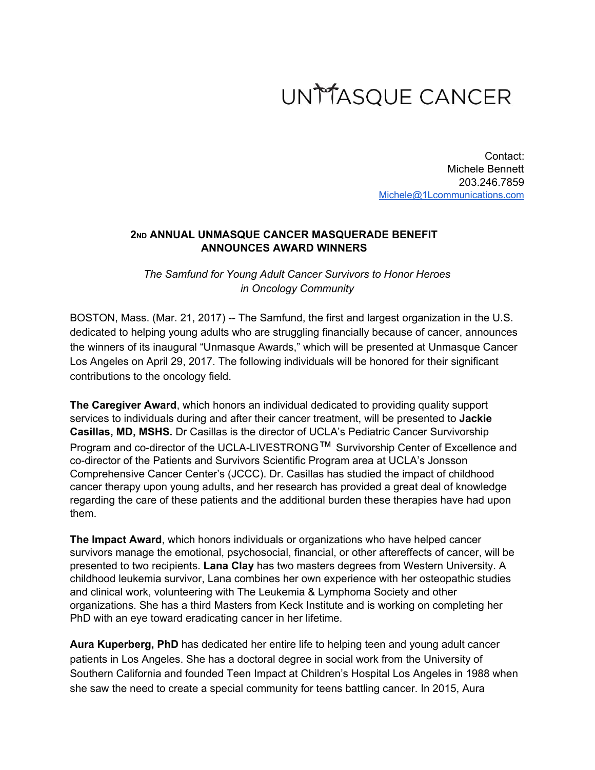# UNMASQUE CANCER

Contact:
Michele Bennett
203.246.7859
Michele@1Lcommunications.com

**2ND ANNUAL UNMASQUE CANCER MASQUERADE BENEFIT ANNOUNCES AWARD WINNERS**

*The Samfund for Young Adult Cancer Survivors to Honor Heroes in Oncology Community*

BOSTON, Mass. (Mar. 21, 2017) -- The Samfund, the first and largest organization in the U.S. dedicated to helping young adults who are struggling financially because of cancer, announces the winners of its inaugural "Unmasque Awards," which will be presented at Unmasque Cancer Los Angeles on April 29, 2017. The following individuals will be honored for their significant contributions to the oncology field.

**The Caregiver Award**, which honors an individual dedicated to providing quality support services to individuals during and after their cancer treatment, will be presented to **Jackie Casillas, MD, MSHS.** Dr Casillas is the director of UCLA's Pediatric Cancer Survivorship Program and co-director of the UCLA-LIVESTRONG™ Survivorship Center of Excellence and co-director of the Patients and Survivors Scientific Program area at UCLA's Jonsson Comprehensive Cancer Center's (JCCC). Dr. Casillas has studied the impact of childhood cancer therapy upon young adults, and her research has provided a great deal of knowledge regarding the care of these patients and the additional burden these therapies have had upon them.

**The Impact Award**, which honors individuals or organizations who have helped cancer survivors manage the emotional, psychosocial, financial, or other aftereffects of cancer, will be presented to two recipients. **Lana Clay** has two masters degrees from Western University. A childhood leukemia survivor, Lana combines her own experience with her osteopathic studies and clinical work, volunteering with The Leukemia & Lymphoma Society and other organizations. She has a third Masters from Keck Institute and is working on completing her PhD with an eye toward eradicating cancer in her lifetime.

**Aura Kuperberg, PhD** has dedicated her entire life to helping teen and young adult cancer patients in Los Angeles. She has a doctoral degree in social work from the University of Southern California and founded Teen Impact at Children's Hospital Los Angeles in 1988 when she saw the need to create a special community for teens battling cancer. In 2015, Aura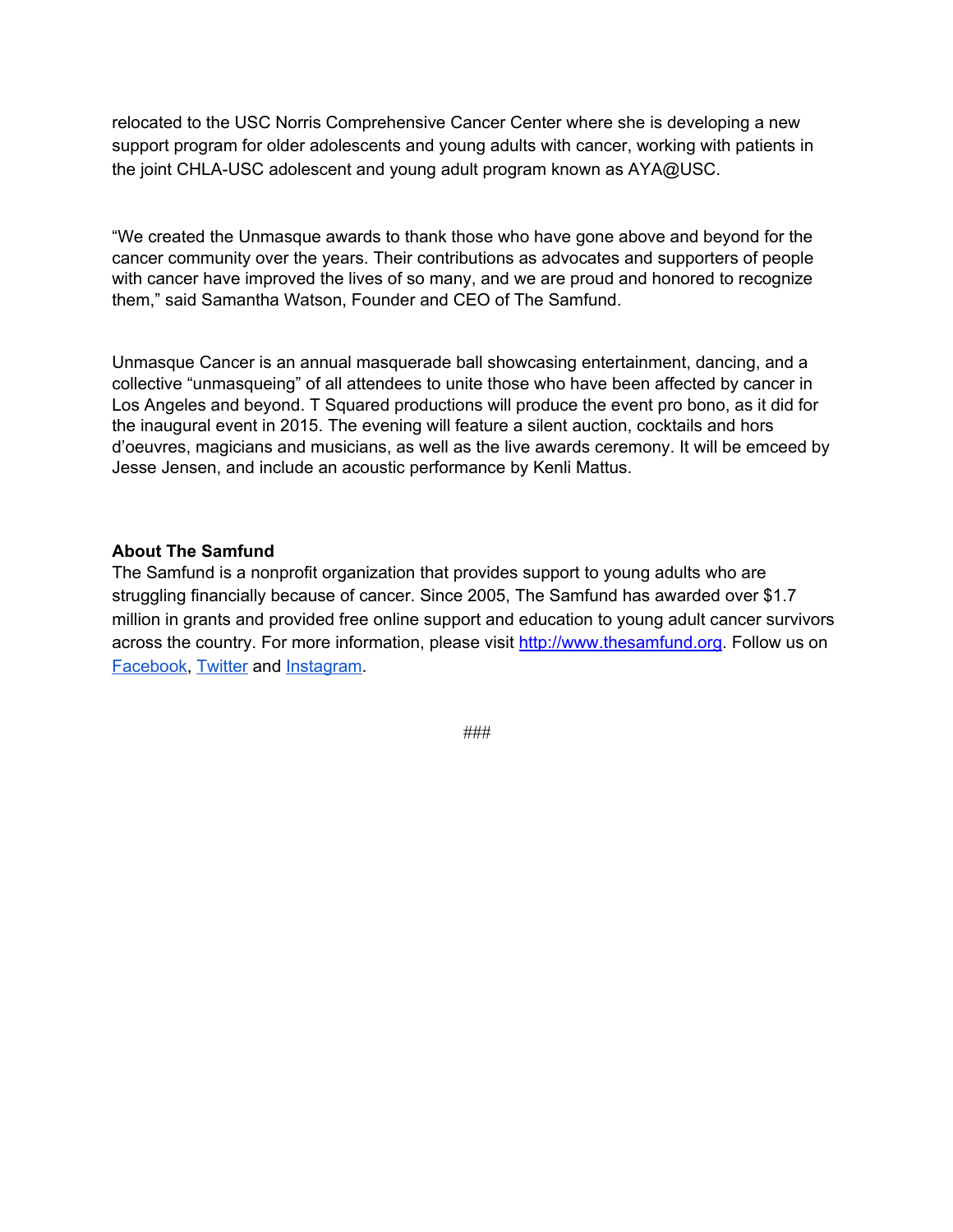relocated to the USC Norris Comprehensive Cancer Center where she is developing a new support program for older adolescents and young adults with cancer, working with patients in the joint CHLA-USC adolescent and young adult program known as AYA@USC.

"We created the Unmasque awards to thank those who have gone above and beyond for the cancer community over the years. Their contributions as advocates and supporters of people with cancer have improved the lives of so many, and we are proud and honored to recognize them," said Samantha Watson, Founder and CEO of The Samfund.

Unmasque Cancer is an annual masquerade ball showcasing entertainment, dancing, and a collective "unmasqueing" of all attendees to unite those who have been affected by cancer in Los Angeles and beyond. T Squared productions will produce the event pro bono, as it did for the inaugural event in 2015. The evening will feature a silent auction, cocktails and hors d'oeuvres, magicians and musicians, as well as the live awards ceremony. It will be emceed by Jesse Jensen, and include an acoustic performance by Kenli Mattus.

**About The Samfund**

The Samfund is a nonprofit organization that provides support to young adults who are struggling financially because of cancer. Since 2005, The Samfund has awarded over $1.7 million in grants and provided free online support and education to young adult cancer survivors across the country. For more information, please visit [http://www.thesamfund.org](http://www.thesamfund.org). Follow us on Facebook, Twitter and Instagram.

###